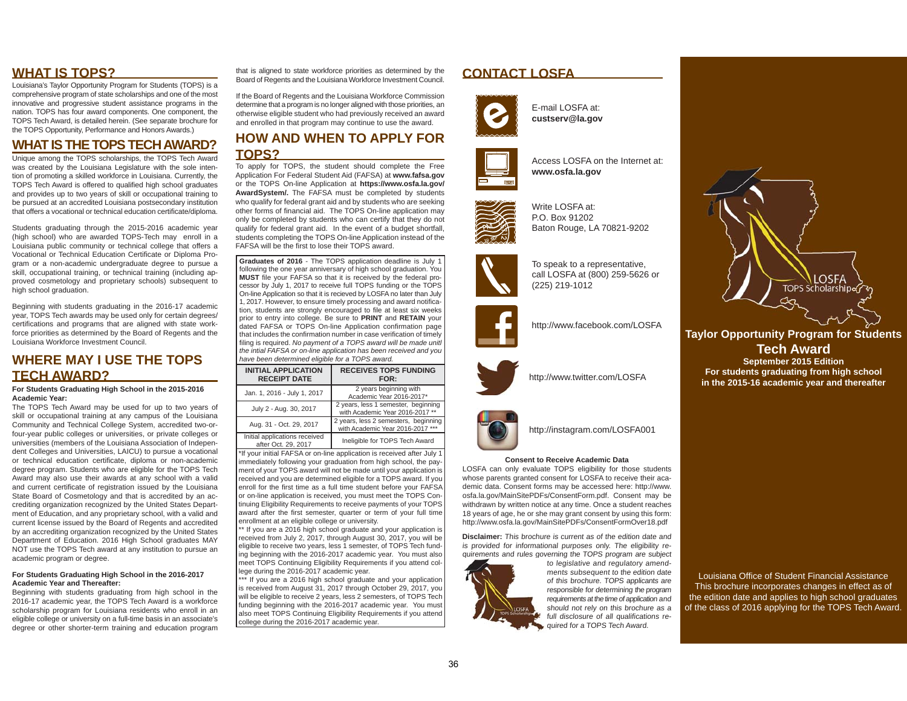## WHAT IS TOPS?

Louisiana's Taylor Opportunity Program for Students (TOPS) is a comprehensive program of state scholarships and one of the most innovative and progressive student assistance programs in the nation. TOPS has four award components. One component, the TOPS Tech Award, is detailed herein. (See separate brochure for the TOPS Opportunity, Performance and Honors Awards.)

## WHAT IS THE TOPS TECH AWARD?

Unique among the TOPS scholarships, the TOPS Tech Award was created by the Louisiana Legislature with the sole intention of promoting a skilled workforce in Louisiana. Currently, the TOPS Tech Award is offered to qualified high school graduates and provides up to two years of skill or occupational training to be pursued at an accredited Louisiana postsecondary institution that offers a vocational or technical education certificate/diploma.

Students graduating through the 2015-2016 academic year (high school) who are awarded TOPS-Tech may enroll in a Louisiana public community or technical college that offers a Vocational or Technical Education Certificate or Diploma Program or a non-academic undergraduate degree to pursue a skill, occupational training, or technical training (including approved cosmetology and proprietary schools) subsequent to high school graduation.

Beginning with students graduating in the 2016-17 academic year, TOPS Tech awards may be used only for certain degrees/certifications and programs that are aligned with state workforce priorities as determined by the Board of Regents and the Louisiana Workforce Investment Council.

## WHERE MAY I USE THE TOPS TECH AWARD?

**For Students Graduating High School in the 2015-2016 Academic Year:**

The TOPS Tech Award may be used for up to two years of skill or occupational training at any campus of the Louisiana Community and Technical College System, accredited two-or-four-year public colleges or universities, or private colleges or universities (members of the Louisiana Association of Independent Colleges and Universities, LAICU) to pursue a vocational or technical education certificate, diploma or non-academic degree program. Students who are eligible for the TOPS Tech Award may also use their awards at any school with a valid and current certificate of registration issued by the Louisiana State Board of Cosmetology and that is accredited by an accrediting organization recognized by the United States Department of Education, and any proprietary school, with a valid and current license issued by the Board of Regents and accredited by an accrediting organization recognized by the United States Department of Education. 2016 High School graduates MAY NOT use the TOPS Tech award at any institution to pursue an academic program or degree.

**For Students Graduating High School in the 2016-2017 Academic Year and Thereafter:**

Beginning with students graduating from high school in the 2016-17 academic year, the TOPS Tech Award is a workforce scholarship program for Louisiana residents who enroll in an eligible college or university on a full-time basis in an associate's degree or other shorter-term training and education program that is aligned to state workforce priorities as determined by the Board of Regents and the Louisiana Workforce Investment Council.

If the Board of Regents and the Louisiana Workforce Commission determine that a program is no longer aligned with those priorities, an otherwise eligible student who had previously received an award and enrolled in that program may continue to use the award.

## HOW AND WHEN TO APPLY FOR TOPS?

To apply for TOPS, the student should complete the Free Application For Federal Student Aid (FAFSA) at **www.fafsa.gov** or the TOPS On-line Application at **https://www.osfa.la.gov/AwardSystem/.** The FAFSA must be completed by students who qualify for federal grant aid and by students who are seeking other forms of financial aid. The TOPS On-line application may only be completed by students who can certify that they do not qualify for federal grant aid. In the event of a budget shortfall, students completing the TOPS On-line Application instead of the FAFSA will be the first to lose their TOPS award.

**Graduates of 2016** - The TOPS application deadline is July 1 following the one year anniversary of high school graduation. You **MUST** file your FAFSA so that it is received by the federal processor by July 1, 2017 to receive full TOPS funding or the TOPS On-line Application so that it is recieved by LOSFA no later than July 1, 2017. However, to ensure timely processing and award notification, students are strongly encouraged to file at least six weeks prior to entry into college. Be sure to **PRINT** and **RETAIN** your dated FAFSA or TOPS On-line Application confirmation page that includes the confirmation number in case verification of timely filing is required. *No payment of a TOPS award will be made unitl the intial FAFSA or on-line application has been received and you have been determined eligible for a TOPS award.*

| INITIAL APPLICATION RECEIPT DATE | RECEIVES TOPS FUNDING FOR: |
|---|---|
| Jan. 1, 2016 - July 1, 2017 | 2 years beginning with Academic Year 2016-2017* |
| July 2 - Aug. 30, 2017 | 2 years, less 1 semester, beginning with Academic Year 2016-2017 ** |
| Aug. 31 - Oct. 29, 2017 | 2 years, less 2 semesters, beginning with Academic Year 2016-2017 *** |
| Initial applications received after Oct. 29, 2017 | Ineligible for TOPS Tech Award |

*If your initial FAFSA or on-line application is received after July 1 immediately following your graduation from high school, the payment of your TOPS award will not be made until your application is received and you are determined eligible for a TOPS award. If you enroll for the first time as a full time student before your FAFSA or on-line application is received, you must meet the TOPS Continuing Eligibility Requirements to receive payments of your TOPS award after the first semester, quarter or term of your full time enrollment at an eligible college or university.

** If you are a 2016 high school graduate and your application is received from July 2, 2017, through August 30, 2017, you will be eligible to receive two years, less 1 semester, of TOPS Tech funding beginning with the 2016-2017 academic year. You must also meet TOPS Continuing Eligibility Requirements if you attend college during the 2016-2017 academic year.

*** If you are a 2016 high school graduate and your application is received from August 31, 2017 through October 29, 2017, you will be eligible to receive 2 years, less 2 semesters, of TOPS Tech funding beginning with the 2016-2017 academic year. You must also meet TOPS Continuing Eligibility Requirements if you attend college during the 2016-2017 academic year.

## CONTACT LOSFA

E-mail LOSFA at:
**custserv@la.gov**

Access LOSFA on the Internet at:
**www.osfa.la.gov**

Write LOSFA at:
P.O. Box 91202
Baton Rouge, LA 70821-9202

To speak to a representative, call LOSFA at (800) 259-5626 or (225) 219-1012

http://www.facebook.com/LOSFA

http://www.twitter.com/LOSFA

http://instagram.com/LOSFA001

**Consent to Receive Academic Data**

LOSFA can only evaluate TOPS eligibility for those students whose parents granted consent for LOSFA to receive their academic data. Consent forms may be accessed here: http://www.osfa.la.gov/MainSitePDFs/ConsentForm.pdf. Consent may be withdrawn by written notice at any time. Once a student reaches 18 years of age, he or she may grant consent by using this form: http://www.osfa.la.gov/MainSitePDFs/ConsentFormOver18.pdf

**Disclaimer:** *This brochure is current as of the edition date and is provided for informational purposes only. The eligibility requirements and rules governing the TOPS program are subject to legislative and regulatory amendments subsequent to the edition date of this brochure. TOPS applicants are responsible for determining the program requirements at the time of application and should not rely on this brochure as a full disclosure of all qualifications required for a TOPS Tech Award.*

LOSFA TOPS Scholarship

# Taylor Opportunity Program for Students Tech Award

**September 2015 Edition**
**For students graduating from high school in the 2015-16 academic year and thereafter**

Louisiana Office of Student Financial Assistance
This brochure incorporates changes in effect as of the edition date and applies to high school graduates of the class of 2016 applying for the TOPS Tech Award.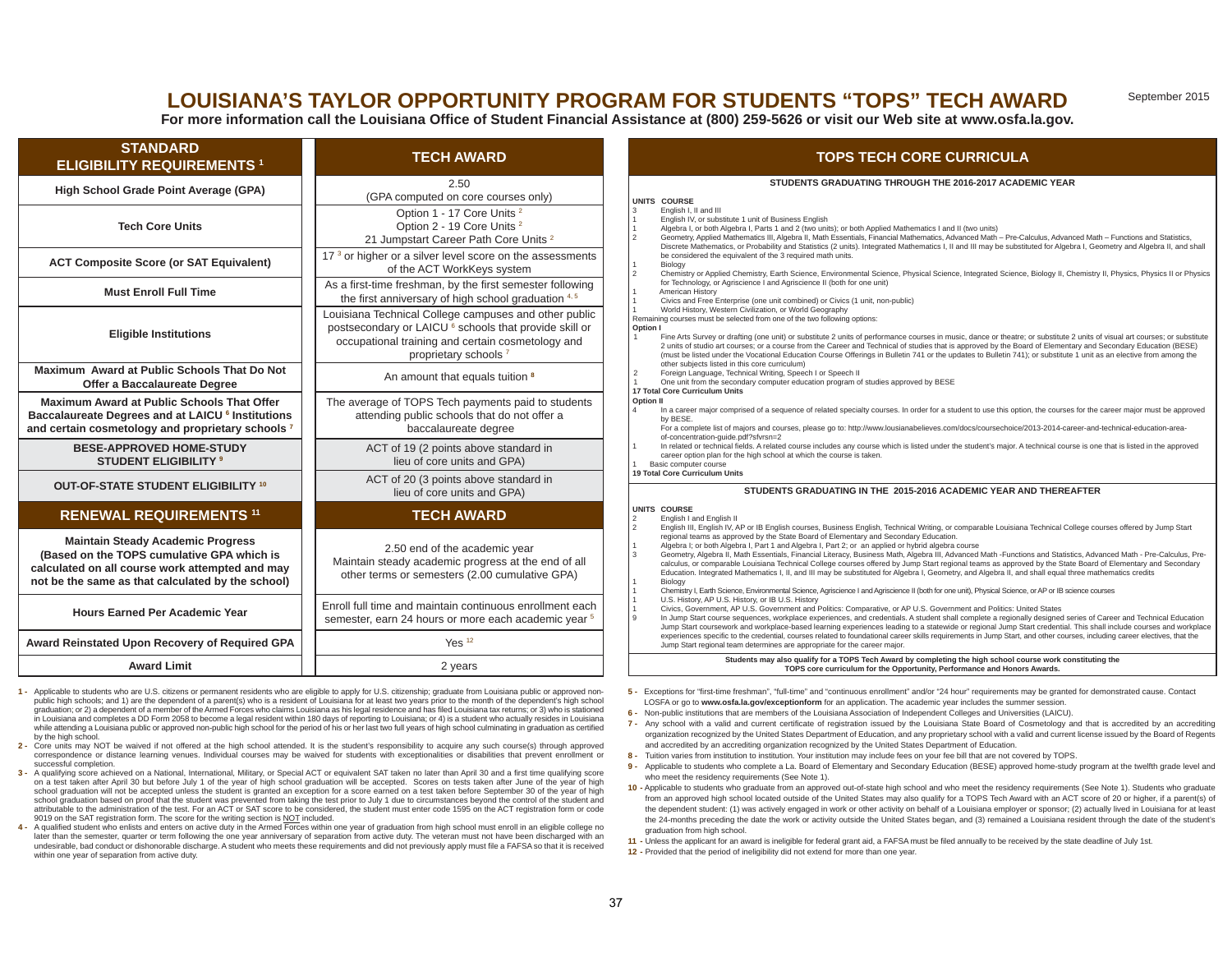# LOUISIANA'S TAYLOR OPPORTUNITY PROGRAM FOR STUDENTS "TOPS" TECH AWARD

September 2015

**For more information call the Louisiana Office of Student Financial Assistance at (800) 259-5626 or visit our Web site at www.osfa.la.gov.**

| STANDARD ELIGIBILITY REQUIREMENTS [1] | TECH AWARD |
|---|---|
| High School Grade Point Average (GPA) | 2.50 (GPA computed on core courses only) |
| Tech Core Units | Option 1 - 17 Core Units [2] Option 2 - 19 Core Units [2] 21 Jumpstart Career Path Core Units [2] |
| ACT Composite Score (or SAT Equivalent) | 17 [3] or higher or a silver level score on the assessments of the ACT WorkKeys system |
| Must Enroll Full Time | As a first-time freshman, by the first semester following the first anniversary of high school graduation [4, 5] |
| Eligible Institutions | Louisiana Technical College campuses and other public postsecondary or LAICU [6] schools that provide skill or occupational training and certain cosmetology and proprietary schools [7] |
| Maximum Award at Public Schools That Do Not Offer a Baccalaureate Degree | An amount that equals tuition [8] |
| Maximum Award at Public Schools That Offer Baccalaureate Degrees and at LAICU [6] Institutions and certain cosmetology and proprietary schools [7] | The average of TOPS Tech payments paid to students attending public schools that do not offer a baccalaureate degree |
| BESE-APPROVED HOME-STUDY STUDENT ELIGIBILITY [9] | ACT of 19 (2 points above standard in lieu of core units and GPA) |
| OUT-OF-STATE STUDENT ELIGIBILITY [10] | ACT of 20 (3 points above standard in lieu of core units and GPA) |

| RENEWAL REQUIREMENTS [11] | TECH AWARD |
|---|---|
| Maintain Steady Academic Progress (Based on the TOPS cumulative GPA which is calculated on all course work attempted and may not be the same as that calculated by the school) | 2.50 end of the academic year Maintain steady academic progress at the end of all other terms or semesters (2.00 cumulative GPA) |
| Hours Earned Per Academic Year | Enroll full time and maintain continuous enrollment each semester, earn 24 hours or more each academic year [5] |
| Award Reinstated Upon Recovery of Required GPA | Yes [12] |
| Award Limit | 2 years |

## TOPS TECH CORE CURRICULA

### STUDENTS GRADUATING THROUGH THE 2016-2017 ACADEMIC YEAR

| UNITS | COURSE |
|---|---|
| 3 | English I, II and III |
| 1 | English IV, or substitute 1 unit of Business English |
| 1 | Algebra I, or both Algebra I, Parts 1 and 2 (two units); or both Applied Mathematics I and II (two units) |
| 2 | Geometry, Applied Mathematics III, Algebra II, Math Essentials, Financial Mathematics, Advanced Math – Pre-Calculus, Advanced Math – Functions and Statistics, Discrete Mathematics, or Probability and Statistics (2 units). Integrated Mathematics I, II and III may be substituted for Algebra I, Geometry and Algebra II, and shall be considered the equivalent of the 3 required math units. |
| 1 | Biology |
| 2 | Chemistry or Applied Chemistry, Earth Science, Environmental Science, Physical Science, Integrated Science, Biology II, Chemistry II, Physics, Physics II or Physics for Technology, or Agriscience I and Agriscience II (both for one unit) |
| 1 | American History |
| 1 | Civics and Free Enterprise (one unit combined) or Civics (1 unit, non-public) |
| 1 | World History, Western Civilization, or World Geography |

Remaining courses must be selected from one of the two following options:

**Option I**

| UNITS | COURSE |
|---|---|
| 1 | Fine Arts Survey or drafting (one unit) or substitute 2 units of performance courses in music, dance or theatre; or substitute 2 units of visual art courses; or substitute 2 units of studio art courses; or a course from the Career and Technical of studies that is approved by the Board of Elementary and Secondary Education (BESE) (must be listed under the Vocational Education Course Offerings in Bulletin 741 or the updates to Bulletin 741); or substitute 1 unit as an elective from among the other subjects listed in this core curriculum) |
| 2 | Foreign Language, Technical Writing, Speech I or Speech II |
| 1 | One unit from the secondary computer education program of studies approved by BESE |

**17 Total Core Curriculum Units**

**Option II**

| UNITS | COURSE |
|---|---|
| 4 | In a career major comprised of a sequence of related specialty courses. In order for a student to use this option, the courses for the career major must be approved by BESE. For a complete list of majors and courses, please go to: http://www.lousianabelieves.com/docs/coursechoice/2013-2014-career-and-technical-education-area-of-concentration-guide.pdf?sfvrsn=2 |
| 1 | In related or technical fields. A related course includes any course which is listed under the student's major. A technical course is one that is listed in the approved career option plan for the high school at which the course is taken. |
| 1 | Basic computer course |

**19 Total Core Curriculum Units**

### STUDENTS GRADUATING IN THE 2015-2016 ACADEMIC YEAR AND THEREAFTER

| UNITS | COURSE |
|---|---|
| 2 | English I and English II |
| 2 | English III, English IV, AP or IB English courses, Business English, Technical Writing, or comparable Louisiana Technical College courses offered by Jump Start regional teams as approved by the State Board of Elementary and Secondary Education. |
| 1 | Algebra I; or both Algebra I, Part 1 and Algebra I, Part 2; or an applied or hybrid algebra course |
| 3 | Geometry, Algebra II, Math Essentials, Financial Literacy, Business Math, Algebra III, Advanced Math -Functions and Statistics, Advanced Math - Pre-Calculus, Pre-calculus, or comparable Louisiana Technical College courses offered by Jump Start regional teams as approved by the State Board of Elementary and Secondary Education. Integrated Mathematics I, II, and III may be substituted for Algebra I, Geometry, and Algebra II, and shall equal three mathematics credits |
| 1 | Biology |
| 1 | Chemistry I, Earth Science, Environmental Science, Agriscience I and Agriscience II (both for one unit), Physical Science, or AP or IB science courses |
| 1 | U.S. History, AP U.S. History, or IB U.S. History |
| 1 | Civics, Government, AP U.S. Government and Politics: Comparative, or AP U.S. Government and Politics: United States |
| 9 | In Jump Start course sequences, workplace experiences, and credentials. A student shall complete a regionally designed series of Career and Technical Education Jump Start coursework and workplace-based learning experiences leading to a statewide or regional Jump Start credential. This shall include courses and workplace experiences specific to the credential, courses related to foundational career skills requirements in Jump Start, and other courses, including career electives, that the Jump Start regional team determines are appropriate for the career major. |

**Students may also qualify for a TOPS Tech Award by completing the high school course work constituting the TOPS core curriculum for the Opportunity, Performance and Honors Awards.**

1 - Applicable to students who are U.S. citizens or permanent residents who are eligible to apply for U.S. citizenship; graduate from Louisiana public or approved non-public high schools; and 1) are the dependent of a parent(s) who is a resident of Louisiana for at least two years prior to the month of the dependent's high school graduation; or 2) a dependent of a member of the Armed Forces who claims Louisiana as his legal residence and has filed Louisiana tax returns; or 3) who is stationed in Louisiana and completes a DD Form 2058 to become a legal resident within 180 days of reporting to Louisiana; or 4) is a student who actually resides in Louisiana while attending a Louisiana public or approved non-public high school for the period of his or her last two full years of high school culminating in graduation as certified by the high school.

2 - Core units may NOT be waived if not offered at the high school attended. It is the student's responsibility to acquire any such course(s) through approved correspondence or distance learning venues. Individual courses may be waived for students with exceptionalities or disabilities that prevent enrollment or successful completion.

3 - A qualifying score achieved on a National, International, Military, or Special ACT or equivalent SAT taken no later than April 30 and a first time qualifying score on a test taken after April 30 but before July 1 of the year of high school graduation will be accepted. Scores on tests taken after June of the year of high school graduation will not be accepted unless the student is granted an exception for a score earned on a test taken before September 30 of the year of high school graduation based on proof that the student was prevented from taking the test prior to July 1 due to circumstances beyond the control of the student and attributable to the administration of the test. For an ACT or SAT score to be considered, the student must enter code 1595 on the ACT registration form or code 9019 on the SAT registration form. The score for the writing section is NOT included.

4 - A qualified student who enlists and enters on active duty in the Armed Forces within one year of graduation from high school must enroll in an eligible college no later than the semester, quarter or term following the one year anniversary of separation from active duty. The veteran must not have been discharged with an undesirable, bad conduct or dishonorable discharge. A student who meets these requirements and did not previously apply must file a FAFSA so that it is received within one year of separation from active duty.

5 - Exceptions for "first-time freshman", "full-time" and "continuous enrollment" and/or "24 hour" requirements may be granted for demonstrated cause. Contact LOSFA or go to **www.osfa.la.gov/exceptionform** for an application. The academic year includes the summer session.

6 - Non-public institutions that are members of the Louisiana Association of Independent Colleges and Universities (LAICU).

7 - Any school with a valid and current certificate of registration issued by the Louisiana State Board of Cosmetology and that is accredited by an accrediting organization recognized by the United States Department of Education, and any proprietary school with a valid and current license issued by the Board of Regents and accredited by an accrediting organization recognized by the United States Department of Education.

8 - Tuition varies from institution to institution. Your institution may include fees on your fee bill that are not covered by TOPS.

9 - Applicable to students who complete a La. Board of Elementary and Secondary Education (BESE) approved home-study program at the twelfth grade level and who meet the residency requirements (See Note 1).

10 - Applicable to students who graduate from an approved out-of-state high school and who meet the residency requirements (See Note 1). Students who graduate from an approved high school located outside of the United States may also qualify for a TOPS Tech Award with an ACT score of 20 or higher, if a parent(s) of the dependent student: (1) was actively engaged in work or other activity on behalf of a Louisiana employer or sponsor; (2) actually lived in Louisiana for at least the 24-months preceding the date the work or activity outside the United States began, and (3) remained a Louisiana resident through the date of the student's graduation from high school.

11 - Unless the applicant for an award is ineligible for federal grant aid, a FAFSA must be filed annually to be received by the state deadline of July 1st.

12 - Provided that the period of ineligibility did not extend for more than one year.